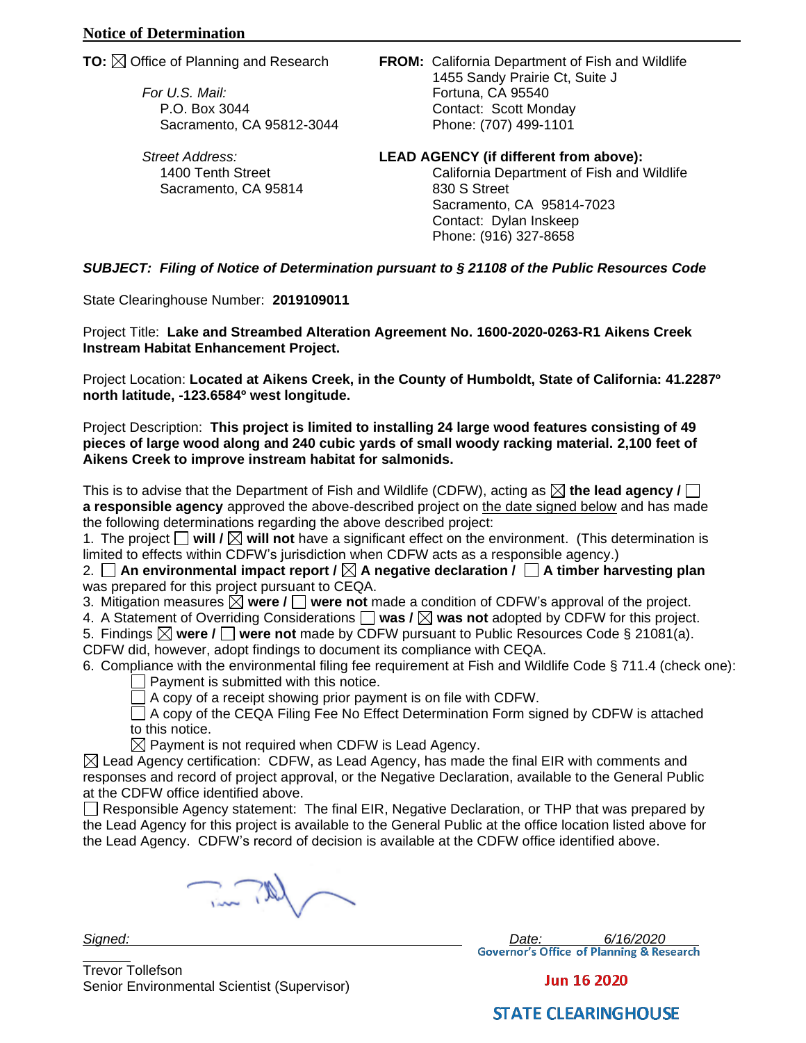## Notice of Determination

**TO:** ☒ Office of Planning and Research

*For U.S. Mail:*
P.O. Box 3044
Sacramento, CA 95812-3044

*Street Address:*
1400 Tenth Street
Sacramento, CA 95814

**FROM:** California Department of Fish and Wildlife
1455 Sandy Prairie Ct, Suite J
Fortuna, CA 95540
Contact: Scott Monday
Phone: (707) 499-1101

**LEAD AGENCY (if different from above):**
California Department of Fish and Wildlife
830 S Street
Sacramento, CA 95814-7023
Contact: Dylan Inskeep
Phone: (916) 327-8658

***SUBJECT: Filing of Notice of Determination pursuant to § 21108 of the Public Resources Code***

State Clearinghouse Number: **2019109011**

Project Title: **Lake and Streambed Alteration Agreement No. 1600-2020-0263-R1 Aikens Creek Instream Habitat Enhancement Project.**

Project Location: **Located at Aikens Creek, in the County of Humboldt, State of California: 41.2287º north latitude, -123.6584º west longitude.**

Project Description: **This project is limited to installing 24 large wood features consisting of 49 pieces of large wood along and 240 cubic yards of small woody racking material. 2,100 feet of Aikens Creek to improve instream habitat for salmonids.**

This is to advise that the Department of Fish and Wildlife (CDFW), acting as ☒ **the lead agency** / ☐ **a responsible agency** approved the above-described project on the date signed below and has made the following determinations regarding the above described project:

1. The project ☐ **will** / ☒ **will not** have a significant effect on the environment. (This determination is limited to effects within CDFW's jurisdiction when CDFW acts as a responsible agency.)
2. ☐ **An environmental impact report** / ☒ **A negative declaration** / ☐ **A timber harvesting plan** was prepared for this project pursuant to CEQA.
3. Mitigation measures ☒ **were** / ☐ **were not** made a condition of CDFW's approval of the project.
4. A Statement of Overriding Considerations ☐ **was** / ☒ **was not** adopted by CDFW for this project.
5. Findings ☒ **were** / ☐ **were not** made by CDFW pursuant to Public Resources Code § 21081(a). CDFW did, however, adopt findings to document its compliance with CEQA.
6. Compliance with the environmental filing fee requirement at Fish and Wildlife Code § 711.4 (check one):
   - ☐ Payment is submitted with this notice.
   - ☐ A copy of a receipt showing prior payment is on file with CDFW.
   - ☐ A copy of the CEQA Filing Fee No Effect Determination Form signed by CDFW is attached to this notice.
   - ☒ Payment is not required when CDFW is Lead Agency.

☒ Lead Agency certification: CDFW, as Lead Agency, has made the final EIR with comments and responses and record of project approval, or the Negative Declaration, available to the General Public at the CDFW office identified above.

☐ Responsible Agency statement: The final EIR, Negative Declaration, or THP that was prepared by the Lead Agency for this project is available to the General Public at the office location listed above for the Lead Agency. CDFW's record of decision is available at the CDFW office identified above.

*Signed:* ____________________ *Date:* *6/16/2020*

Trevor Tollefson
Senior Environmental Scientist (Supervisor)

Governor's Office of Planning & Research
Jun 16 2020
STATE CLEARINGHOUSE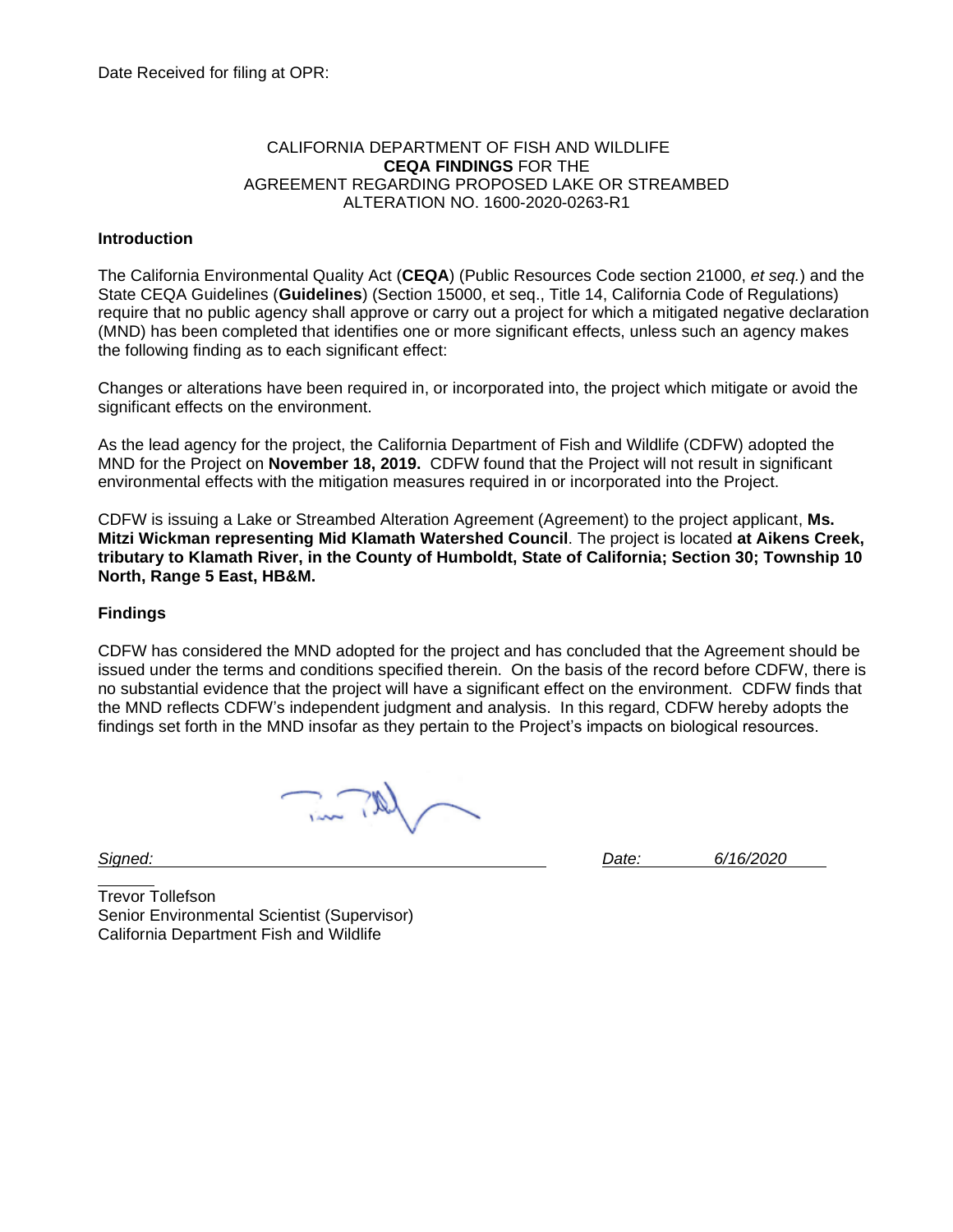Date Received for filing at OPR:

CALIFORNIA DEPARTMENT OF FISH AND WILDLIFE
**CEQA FINDINGS** FOR THE
AGREEMENT REGARDING PROPOSED LAKE OR STREAMBED
ALTERATION NO. 1600-2020-0263-R1

**Introduction**

The California Environmental Quality Act (**CEQA**) (Public Resources Code section 21000, *et seq.*) and the State CEQA Guidelines (**Guidelines**) (Section 15000, et seq., Title 14, California Code of Regulations) require that no public agency shall approve or carry out a project for which a mitigated negative declaration (MND) has been completed that identifies one or more significant effects, unless such an agency makes the following finding as to each significant effect:

Changes or alterations have been required in, or incorporated into, the project which mitigate or avoid the significant effects on the environment.

As the lead agency for the project, the California Department of Fish and Wildlife (CDFW) adopted the MND for the Project on **November 18, 2019.** CDFW found that the Project will not result in significant environmental effects with the mitigation measures required in or incorporated into the Project.

CDFW is issuing a Lake or Streambed Alteration Agreement (Agreement) to the project applicant, **Ms. Mitzi Wickman representing Mid Klamath Watershed Council**. The project is located **at Aikens Creek, tributary to Klamath River, in the County of Humboldt, State of California; Section 30; Township 10 North, Range 5 East, HB&M.**

**Findings**

CDFW has considered the MND adopted for the project and has concluded that the Agreement should be issued under the terms and conditions specified therein. On the basis of the record before CDFW, there is no substantial evidence that the project will have a significant effect on the environment. CDFW finds that the MND reflects CDFW's independent judgment and analysis. In this regard, CDFW hereby adopts the findings set forth in the MND insofar as they pertain to the Project's impacts on biological resources.

*Signed:* _______________________ *Date:* *6/16/2020*

Trevor Tollefson
Senior Environmental Scientist (Supervisor)
California Department Fish and Wildlife